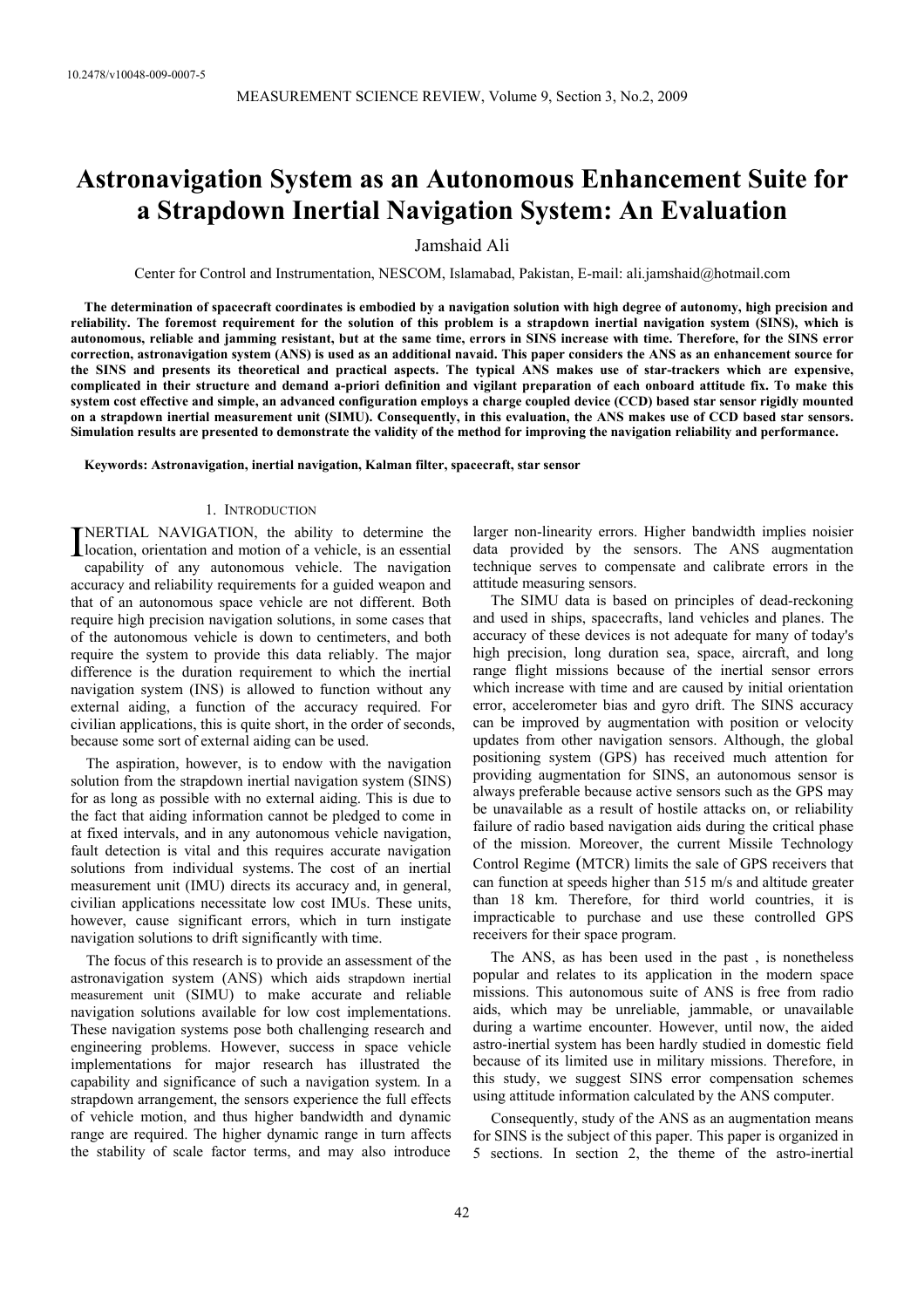10.2478/v10048-009-0007-5

# Astronavigation System as an Autonomous Enhancement Suite for a Strapdown Inertial Navigation System: An Evaluation

Jamshaid Ali

Center for Control and Instrumentation, NESCOM, Islamabad, Pakistan, E-mail: ali.jamshaid@hotmail.com

**The determination of spacecraft coordinates is embodied by a navigation solution with high degree of autonomy, high precision and reliability. The foremost requirement for the solution of this problem is a strapdown inertial navigation system (SINS), which is autonomous, reliable and jamming resistant, but at the same time, errors in SINS increase with time. Therefore, for the SINS error correction, astronavigation system (ANS) is used as an additional navaid. This paper considers the ANS as an enhancement source for the SINS and presents its theoretical and practical aspects. The typical ANS makes use of star-trackers which are expensive, complicated in their structure and demand a-priori definition and vigilant preparation of each onboard attitude fix. To make this system cost effective and simple, an advanced configuration employs a charge coupled device (CCD) based star sensor rigidly mounted on a strapdown inertial measurement unit (SIMU). Consequently, in this evaluation, the ANS makes use of CCD based star sensors. Simulation results are presented to demonstrate the validity of the method for improving the navigation reliability and performance.**

**Keywords: Astronavigation, inertial navigation, Kalman filter, spacecraft, star sensor**

## 1. Introduction

INERTIAL NAVIGATION, the ability to determine the location, orientation and motion of a vehicle, is an essential capability of any autonomous vehicle. The navigation accuracy and reliability requirements for a guided weapon and that of an autonomous space vehicle are not different. Both require high precision navigation solutions, in some cases that of the autonomous vehicle is down to centimeters, and both require the system to provide this data reliably. The major difference is the duration requirement to which the inertial navigation system (INS) is allowed to function without any external aiding, a function of the accuracy required. For civilian applications, this is quite short, in the order of seconds, because some sort of external aiding can be used.

The aspiration, however, is to endow with the navigation solution from the strapdown inertial navigation system (SINS) for as long as possible with no external aiding. This is due to the fact that aiding information cannot be pledged to come in at fixed intervals, and in any autonomous vehicle navigation, fault detection is vital and this requires accurate navigation solutions from individual systems. The cost of an inertial measurement unit (IMU) directs its accuracy and, in general, civilian applications necessitate low cost IMUs. These units, however, cause significant errors, which in turn instigate navigation solutions to drift significantly with time.

The focus of this research is to provide an assessment of the astronavigation system (ANS) which aids strapdown inertial measurement unit (SIMU) to make accurate and reliable navigation solutions available for low cost implementations. These navigation systems pose both challenging research and engineering problems. However, success in space vehicle implementations for major research has illustrated the capability and significance of such a navigation system. In a strapdown arrangement, the sensors experience the full effects of vehicle motion, and thus higher bandwidth and dynamic range are required. The higher dynamic range in turn affects the stability of scale factor terms, and may also introduce larger non-linearity errors. Higher bandwidth implies noisier data provided by the sensors. The ANS augmentation technique serves to compensate and calibrate errors in the attitude measuring sensors.

The SIMU data is based on principles of dead-reckoning and used in ships, spacecrafts, land vehicles and planes. The accuracy of these devices is not adequate for many of today's high precision, long duration sea, space, aircraft, and long range flight missions because of the inertial sensor errors which increase with time and are caused by initial orientation error, accelerometer bias and gyro drift. The SINS accuracy can be improved by augmentation with position or velocity updates from other navigation sensors. Although, the global positioning system (GPS) has received much attention for providing augmentation for SINS, an autonomous sensor is always preferable because active sensors such as the GPS may be unavailable as a result of hostile attacks on, or reliability failure of radio based navigation aids during the critical phase of the mission. Moreover, the current Missile Technology Control Regime (MTCR) limits the sale of GPS receivers that can function at speeds higher than 515 m/s and altitude greater than 18 km. Therefore, for third world countries, it is impracticable to purchase and use these controlled GPS receivers for their space program.

The ANS, as has been used in the past , is nonetheless popular and relates to its application in the modern space missions. This autonomous suite of ANS is free from radio aids, which may be unreliable, jammable, or unavailable during a wartime encounter. However, until now, the aided astro-inertial system has been hardly studied in domestic field because of its limited use in military missions. Therefore, in this study, we suggest SINS error compensation schemes using attitude information calculated by the ANS computer.

Consequently, study of the ANS as an augmentation means for SINS is the subject of this paper. This paper is organized in 5 sections. In section 2, the theme of the astro-inertial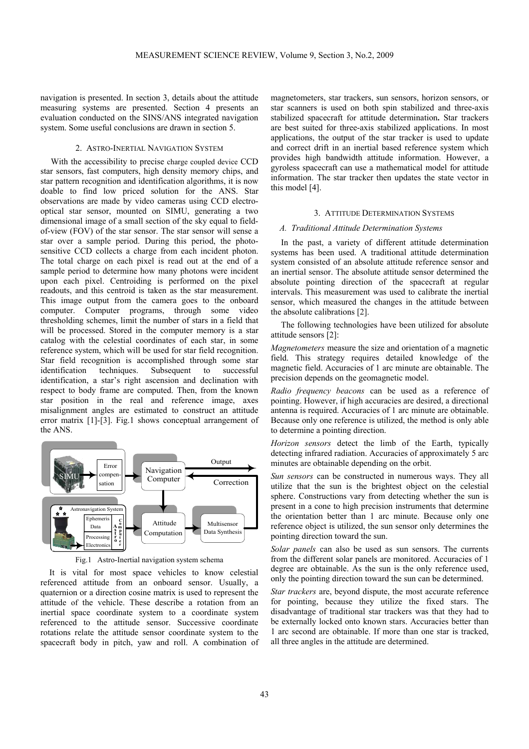navigation is presented. In section 3, details about the attitude measuring systems are presented. Section 4 presents an evaluation conducted on the SINS/ANS integrated navigation system. Some useful conclusions are drawn in section 5.

## 2. ASTRO-INERTIAL NAVIGATION SYSTEM

With the accessibility to precise charge coupled device CCD star sensors, fast computers, high density memory chips, and star pattern recognition and identification algorithms, it is now doable to find low priced solution for the ANS. Star observations are made by video cameras using CCD electro-optical star sensor, mounted on SIMU, generating a two dimensional image of a small section of the sky equal to field-of-view (FOV) of the star sensor. The star sensor will sense a star over a sample period. During this period, the photo-sensitive CCD collects a charge from each incident photon. The total charge on each pixel is read out at the end of a sample period to determine how many photons were incident upon each pixel. Centroiding is performed on the pixel readouts, and this centroid is taken as the star measurement. This image output from the camera goes to the onboard computer. Computer programs, through some video thresholding schemes, limit the number of stars in a field that will be processed. Stored in the computer memory is a star catalog with the celestial coordinates of each star, in some reference system, which will be used for star field recognition. Star field recognition is accomplished through some star identification techniques. Subsequent to successful identification, a star's right ascension and declination with respect to body frame are computed. Then, from the known star position in the real and reference image, axes misalignment angles are estimated to construct an attitude error matrix [1]-[3]. Fig.1 shows conceptual arrangement of the ANS.

Fig.1 Astro-Inertial navigation system schema

It is vital for most space vehicles to know celestial referenced attitude from an onboard sensor. Usually, a quaternion or a direction cosine matrix is used to represent the attitude of the vehicle. These describe a rotation from an inertial space coordinate system to a coordinate system referenced to the attitude sensor. Successive coordinate rotations relate the attitude sensor coordinate system to the spacecraft body in pitch, yaw and roll. A combination of magnetometers, star trackers, sun sensors, horizon sensors, or star scanners is used on both spin stabilized and three-axis stabilized spacecraft for attitude determination**.** Star trackers are best suited for three-axis stabilized applications. In most applications, the output of the star tracker is used to update and correct drift in an inertial based reference system which provides high bandwidth attitude information. However, a gyroless spacecraft can use a mathematical model for attitude information. The star tracker then updates the state vector in this model [4].

## 3. ATTITUDE DETERMINATION SYSTEMS

### *A. Traditional Attitude Determination Systems*

In the past, a variety of different attitude determination systems has been used. A traditional attitude determination system consisted of an absolute attitude reference sensor and an inertial sensor. The absolute attitude sensor determined the absolute pointing direction of the spacecraft at regular intervals. This measurement was used to calibrate the inertial sensor, which measured the changes in the attitude between the absolute calibrations [2].

The following technologies have been utilized for absolute attitude sensors [2]:

*Magnetometers* measure the size and orientation of a magnetic field. This strategy requires detailed knowledge of the magnetic field. Accuracies of 1 arc minute are obtainable. The precision depends on the geomagnetic model.

*Radio frequency beacons* can be used as a reference of pointing. However, if high accuracies are desired, a directional antenna is required. Accuracies of 1 arc minute are obtainable. Because only one reference is utilized, the method is only able to determine a pointing direction.

*Horizon sensors* detect the limb of the Earth, typically detecting infrared radiation. Accuracies of approximately 5 arc minutes are obtainable depending on the orbit.

*Sun sensors* can be constructed in numerous ways. They all utilize that the sun is the brightest object on the celestial sphere. Constructions vary from detecting whether the sun is present in a cone to high precision instruments that determine the orientation better than 1 arc minute. Because only one reference object is utilized, the sun sensor only determines the pointing direction toward the sun.

*Solar panels* can also be used as sun sensors. The currents from the different solar panels are monitored. Accuracies of 1 degree are obtainable. As the sun is the only reference used, only the pointing direction toward the sun can be determined.

*Star trackers* are, beyond dispute, the most accurate reference for pointing, because they utilize the fixed stars. The disadvantage of traditional star trackers was that they had to be externally locked onto known stars. Accuracies better than 1 arc second are obtainable. If more than one star is tracked, all three angles in the attitude are determined.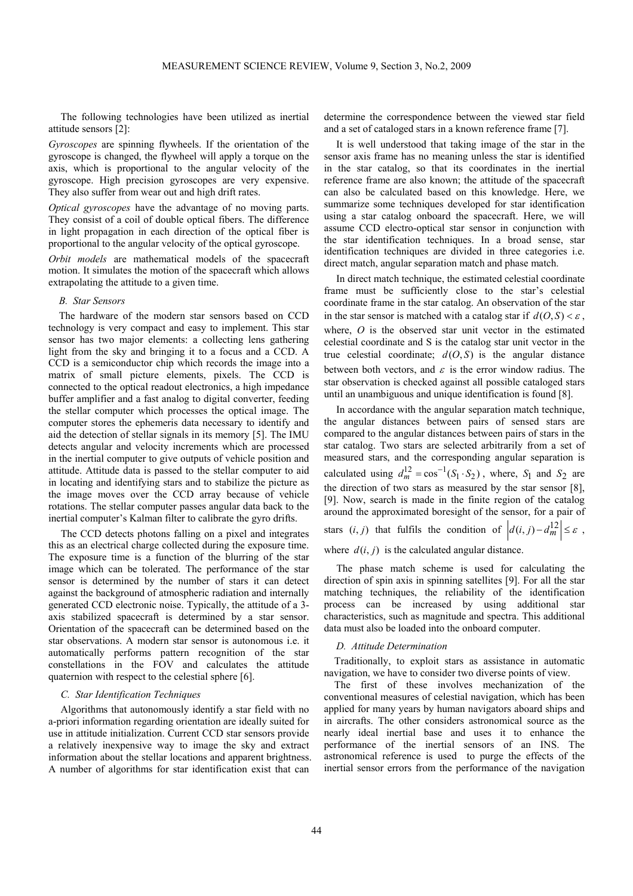The following technologies have been utilized as inertial attitude sensors [2]:

*Gyroscopes* are spinning flywheels. If the orientation of the gyroscope is changed, the flywheel will apply a torque on the axis, which is proportional to the angular velocity of the gyroscope. High precision gyroscopes are very expensive. They also suffer from wear out and high drift rates.

*Optical gyroscopes* have the advantage of no moving parts. They consist of a coil of double optical fibers. The difference in light propagation in each direction of the optical fiber is proportional to the angular velocity of the optical gyroscope.

*Orbit models* are mathematical models of the spacecraft motion. It simulates the motion of the spacecraft which allows extrapolating the attitude to a given time.

### *B. Star Sensors*

The hardware of the modern star sensors based on CCD technology is very compact and easy to implement. This star sensor has two major elements: a collecting lens gathering light from the sky and bringing it to a focus and a CCD. A CCD is a semiconductor chip which records the image into a matrix of small picture elements, pixels. The CCD is connected to the optical readout electronics, a high impedance buffer amplifier and a fast analog to digital converter, feeding the stellar computer which processes the optical image. The computer stores the ephemeris data necessary to identify and aid the detection of stellar signals in its memory [5]. The IMU detects angular and velocity increments which are processed in the inertial computer to give outputs of vehicle position and attitude. Attitude data is passed to the stellar computer to aid in locating and identifying stars and to stabilize the picture as the image moves over the CCD array because of vehicle rotations. The stellar computer passes angular data back to the inertial computer's Kalman filter to calibrate the gyro drifts.

The CCD detects photons falling on a pixel and integrates this as an electrical charge collected during the exposure time. The exposure time is a function of the blurring of the star image which can be tolerated. The performance of the star sensor is determined by the number of stars it can detect against the background of atmospheric radiation and internally generated CCD electronic noise. Typically, the attitude of a 3-axis stabilized spacecraft is determined by a star sensor. Orientation of the spacecraft can be determined based on the star observations. A modern star sensor is autonomous i.e. it automatically performs pattern recognition of the star constellations in the FOV and calculates the attitude quaternion with respect to the celestial sphere [6].

### *C. Star Identification Techniques*

Algorithms that autonomously identify a star field with no a-priori information regarding orientation are ideally suited for use in attitude initialization. Current CCD star sensors provide a relatively inexpensive way to image the sky and extract information about the stellar locations and apparent brightness. A number of algorithms for star identification exist that can determine the correspondence between the viewed star field and a set of cataloged stars in a known reference frame [7].

It is well understood that taking image of the star in the sensor axis frame has no meaning unless the star is identified in the star catalog, so that its coordinates in the inertial reference frame are also known; the attitude of the spacecraft can also be calculated based on this knowledge. Here, we summarize some techniques developed for star identification using a star catalog onboard the spacecraft. Here, we will assume CCD electro-optical star sensor in conjunction with the star identification techniques. In a broad sense, star identification techniques are divided in three categories i.e. direct match, angular separation match and phase match.

In direct match technique, the estimated celestial coordinate frame must be sufficiently close to the star's celestial coordinate frame in the star catalog. An observation of the star in the star sensor is matched with a catalog star if $d(O,S) < \varepsilon$, where, $O$ is the observed star unit vector in the estimated celestial coordinate and S is the catalog star unit vector in the true celestial coordinate; $d(O,S)$ is the angular distance between both vectors, and $\varepsilon$ is the error window radius. The star observation is checked against all possible cataloged stars until an unambiguous and unique identification is found [8].

In accordance with the angular separation match technique, the angular distances between pairs of sensed stars are compared to the angular distances between pairs of stars in the star catalog. Two stars are selected arbitrarily from a set of measured stars, and the corresponding angular separation is calculated using $d_m^{12} = \cos^{-1}(S_1 \cdot S_2)$, where, $S_1$ and $S_2$ are the direction of two stars as measured by the star sensor [8], [9]. Now, search is made in the finite region of the catalog around the approximated boresight of the sensor, for a pair of stars $(i, j)$ that fulfils the condition of $\left| d(i, j) - d_m^{12} \right| \leq \varepsilon$, where $d(i, j)$ is the calculated angular distance.

The phase match scheme is used for calculating the direction of spin axis in spinning satellites [9]. For all the star matching techniques, the reliability of the identification process can be increased by using additional star characteristics, such as magnitude and spectra. This additional data must also be loaded into the onboard computer.

### *D. Attitude Determination*

Traditionally, to exploit stars as assistance in automatic navigation, we have to consider two diverse points of view.

The first of these involves mechanization of the conventional measures of celestial navigation, which has been applied for many years by human navigators aboard ships and in aircrafts. The other considers astronomical source as the nearly ideal inertial base and uses it to enhance the performance of the inertial sensors of an INS. The astronomical reference is used to purge the effects of the inertial sensor errors from the performance of the navigation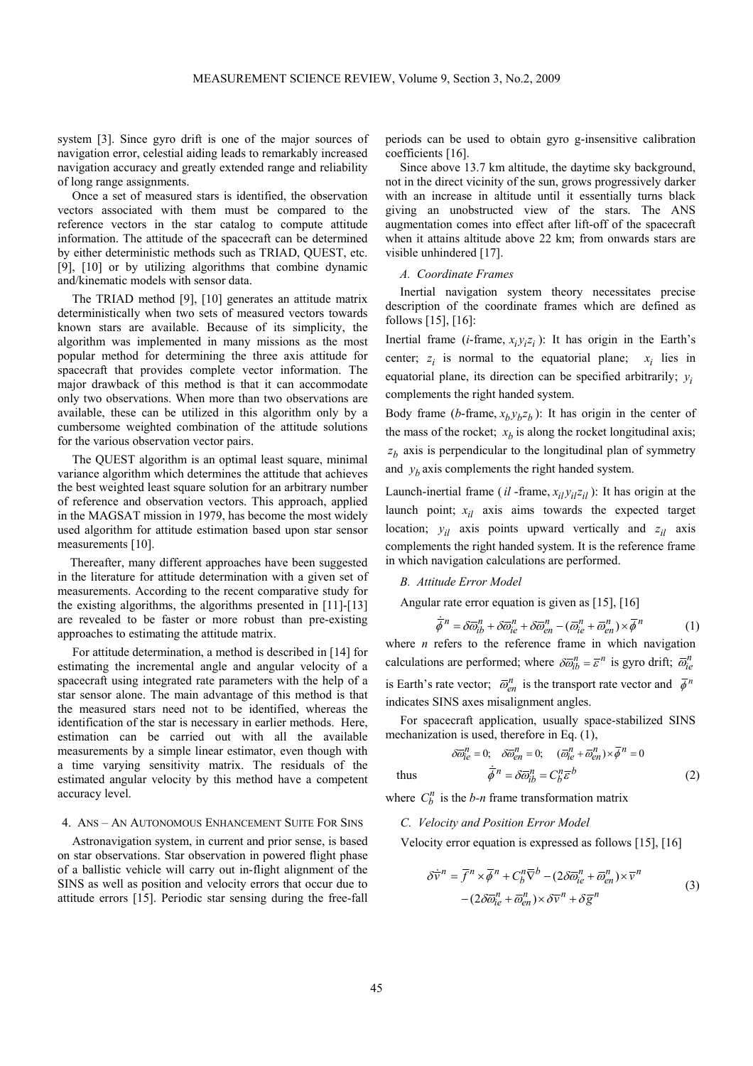system [3]. Since gyro drift is one of the major sources of navigation error, celestial aiding leads to remarkably increased navigation accuracy and greatly extended range and reliability of long range assignments.

Once a set of measured stars is identified, the observation vectors associated with them must be compared to the reference vectors in the star catalog to compute attitude information. The attitude of the spacecraft can be determined by either deterministic methods such as TRIAD, QUEST, etc. [9], [10] or by utilizing algorithms that combine dynamic and/kinematic models with sensor data.

The TRIAD method [9], [10] generates an attitude matrix deterministically when two sets of measured vectors towards known stars are available. Because of its simplicity, the algorithm was implemented in many missions as the most popular method for determining the three axis attitude for spacecraft that provides complete vector information. The major drawback of this method is that it can accommodate only two observations. When more than two observations are available, these can be utilized in this algorithm only by a cumbersome weighted combination of the attitude solutions for the various observation vector pairs.

The QUEST algorithm is an optimal least square, minimal variance algorithm which determines the attitude that achieves the best weighted least square solution for an arbitrary number of reference and observation vectors. This approach, applied in the MAGSAT mission in 1979, has become the most widely used algorithm for attitude estimation based upon star sensor measurements [10].

Thereafter, many different approaches have been suggested in the literature for attitude determination with a given set of measurements. According to the recent comparative study for the existing algorithms, the algorithms presented in [11]-[13] are revealed to be faster or more robust than pre-existing approaches to estimating the attitude matrix.

For attitude determination, a method is described in [14] for estimating the incremental angle and angular velocity of a spacecraft using integrated rate parameters with the help of a star sensor alone. The main advantage of this method is that the measured stars need not to be identified, whereas the identification of the star is necessary in earlier methods. Here, estimation can be carried out with all the available measurements by a simple linear estimator, even though with a time varying sensitivity matrix. The residuals of the estimated angular velocity by this method have a competent accuracy level.

## 4. ANS – AN AUTONOMOUS ENHANCEMENT SUITE FOR SINS

Astronavigation system, in current and prior sense, is based on star observations. Star observation in powered flight phase of a ballistic vehicle will carry out in-flight alignment of the SINS as well as position and velocity errors that occur due to attitude errors [15]. Periodic star sensing during the free-fall periods can be used to obtain gyro g-insensitive calibration coefficients [16].

Since above 13.7 km altitude, the daytime sky background, not in the direct vicinity of the sun, grows progressively darker with an increase in altitude until it essentially turns black giving an unobstructed view of the stars. The ANS augmentation comes into effect after lift-off of the spacecraft when it attains altitude above 22 km; from onwards stars are visible unhindered [17].

### *A. Coordinate Frames*

Inertial navigation system theory necessitates precise description of the coordinate frames which are defined as follows [15], [16]:

Inertial frame ($i$-frame, $x_i y_i z_i$): It has origin in the Earth's center; $z_i$ is normal to the equatorial plane; $x_i$ lies in equatorial plane, its direction can be specified arbitrarily; $y_i$ complements the right handed system.

Body frame ($b$-frame, $x_b y_b z_b$): It has origin in the center of the mass of the rocket; $x_b$ is along the rocket longitudinal axis; $z_b$ axis is perpendicular to the longitudinal plan of symmetry and $y_b$ axis complements the right handed system.

Launch-inertial frame ($il$-frame, $x_{il} y_{il} z_{il}$): It has origin at the launch point; $x_{il}$ axis aims towards the expected target location; $y_{il}$ axis points upward vertically and $z_{il}$ axis complements the right handed system. It is the reference frame in which navigation calculations are performed.

### *B. Attitude Error Model*

Angular rate error equation is given as [15], [16]

$$\dot{\bar{\phi}}^n = \delta\bar{\omega}_{ib}^n + \delta\bar{\omega}_{ie}^n + \delta\bar{\omega}_{en}^n - (\bar{\omega}_{ie}^n + \bar{\omega}_{en}^n) \times \bar{\phi}^n \tag{1}$$

where $n$ refers to the reference frame in which navigation calculations are performed; where $\delta\bar{\omega}_{ib}^n = \bar{\varepsilon}^n$ is gyro drift; $\bar{\omega}_{ie}^n$ is Earth's rate vector; $\bar{\omega}_{en}^n$ is the transport rate vector and $\bar{\phi}^n$ indicates SINS axes misalignment angles.

For spacecraft application, usually space-stabilized SINS mechanization is used, therefore in Eq. (1),

$$\delta\bar{\omega}_{ie}^n = 0; \quad \delta\bar{\omega}_{en}^n = 0; \quad (\bar{\omega}_{ie}^n + \bar{\omega}_{en}^n) \times \bar{\phi}^n = 0$$

thus

$$\dot{\bar{\phi}}^n = \delta\bar{\omega}_{ib}^n = C_b^n \bar{\varepsilon}^b \tag{2}$$

where $C_b^n$ is the $b$-$n$ frame transformation matrix

### *C. Velocity and Position Error Model*

Velocity error equation is expressed as follows [15], [16]

$$\begin{aligned} \delta\dot{\bar{v}}^n = \bar{f}^n \times \bar{\phi}^n + C_b^n \bar{\nabla}^b - (2\delta\bar{\omega}_{ie}^n + \bar{\omega}_{en}^n) \times \bar{v}^n \\ - (2\delta\bar{\omega}_{ie}^n + \bar{\omega}_{en}^n) \times \delta\bar{v}^n + \delta\bar{g}^n \end{aligned} \tag{3}$$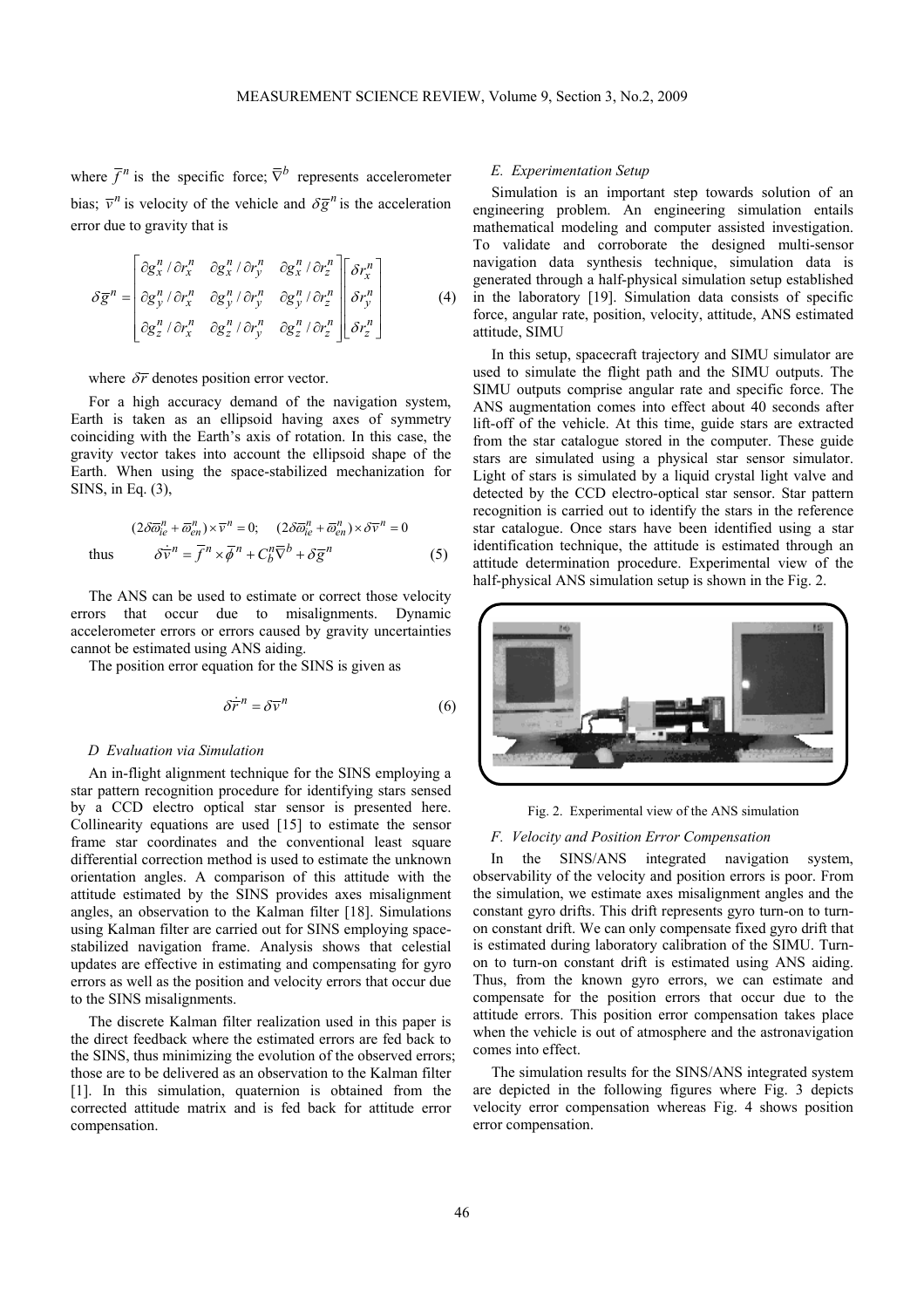where $\overline{f}^n$ is the specific force; $\overline{\nabla}^b$ represents accelerometer bias; $\overline{v}^n$ is velocity of the vehicle and $\delta\overline{g}^n$ is the acceleration error due to gravity that is

$$\delta\overline{g}^n = \begin{bmatrix} \partial g_x^n / \partial r_x^n & \partial g_x^n / \partial r_y^n & \partial g_x^n / \partial r_z^n \\ \partial g_y^n / \partial r_x^n & \partial g_y^n / \partial r_y^n & \partial g_y^n / \partial r_z^n \\ \partial g_z^n / \partial r_x^n & \partial g_z^n / \partial r_y^n & \partial g_z^n / \partial r_z^n \end{bmatrix} \begin{bmatrix} \delta r_x^n \\ \delta r_y^n \\ \delta r_z^n \end{bmatrix} \quad (4)$$

where $\delta\overline{r}$ denotes position error vector.

For a high accuracy demand of the navigation system, Earth is taken as an ellipsoid having axes of symmetry coinciding with the Earth's axis of rotation. In this case, the gravity vector takes into account the ellipsoid shape of the Earth. When using the space-stabilized mechanization for SINS, in Eq. (3),

$$(2\delta\overline{\omega}_{ie}^n + \overline{\omega}_{en}^n) \times \overline{v}^n = 0; \quad (2\delta\overline{\omega}_{ie}^n + \overline{\omega}_{en}^n) \times \delta\overline{v}^n = 0$$

thus
$$\delta\dot{\overline{v}}^n = \overline{f}^n \times \overline{\phi}^n + C_b^n \overline{\nabla}^b + \delta\overline{g}^n \quad (5)$$

The ANS can be used to estimate or correct those velocity errors that occur due to misalignments. Dynamic accelerometer errors or errors caused by gravity uncertainties cannot be estimated using ANS aiding.

The position error equation for the SINS is given as

$$\delta\dot{\overline{r}}^n = \delta\overline{v}^n \quad (6)$$

### *D Evaluation via Simulation*

An in-flight alignment technique for the SINS employing a star pattern recognition procedure for identifying stars sensed by a CCD electro optical star sensor is presented here. Collinearity equations are used [15] to estimate the sensor frame star coordinates and the conventional least square differential correction method is used to estimate the unknown orientation angles. A comparison of this attitude with the attitude estimated by the SINS provides axes misalignment angles, an observation to the Kalman filter [18]. Simulations using Kalman filter are carried out for SINS employing space-stabilized navigation frame. Analysis shows that celestial updates are effective in estimating and compensating for gyro errors as well as the position and velocity errors that occur due to the SINS misalignments.

The discrete Kalman filter realization used in this paper is the direct feedback where the estimated errors are fed back to the SINS, thus minimizing the evolution of the observed errors; those are to be delivered as an observation to the Kalman filter [1]. In this simulation, quaternion is obtained from the corrected attitude matrix and is fed back for attitude error compensation.

### *E. Experimentation Setup*

Simulation is an important step towards solution of an engineering problem. An engineering simulation entails mathematical modeling and computer assisted investigation. To validate and corroborate the designed multi-sensor navigation data synthesis technique, simulation data is generated through a half-physical simulation setup established in the laboratory [19]. Simulation data consists of specific force, angular rate, position, velocity, attitude, ANS estimated attitude, SIMU

In this setup, spacecraft trajectory and SIMU simulator are used to simulate the flight path and the SIMU outputs. The SIMU outputs comprise angular rate and specific force. The ANS augmentation comes into effect about 40 seconds after lift-off of the vehicle. At this time, guide stars are extracted from the star catalogue stored in the computer. These guide stars are simulated using a physical star sensor simulator. Light of stars is simulated by a liquid crystal light valve and detected by the CCD electro-optical star sensor. Star pattern recognition is carried out to identify the stars in the reference star catalogue. Once stars have been identified using a star identification technique, the attitude is estimated through an attitude determination procedure. Experimental view of the half-physical ANS simulation setup is shown in the Fig. 2.

Fig. 2. Experimental view of the ANS simulation

### *F. Velocity and Position Error Compensation*

In the SINS/ANS integrated navigation system, observability of the velocity and position errors is poor. From the simulation, we estimate axes misalignment angles and the constant gyro drifts. This drift represents gyro turn-on to turn-on constant drift. We can only compensate fixed gyro drift that is estimated during laboratory calibration of the SIMU. Turn-on to turn-on constant drift is estimated using ANS aiding. Thus, from the known gyro errors, we can estimate and compensate for the position errors that occur due to the attitude errors. This position error compensation takes place when the vehicle is out of atmosphere and the astronavigation comes into effect.

The simulation results for the SINS/ANS integrated system are depicted in the following figures where Fig. 3 depicts velocity error compensation whereas Fig. 4 shows position error compensation.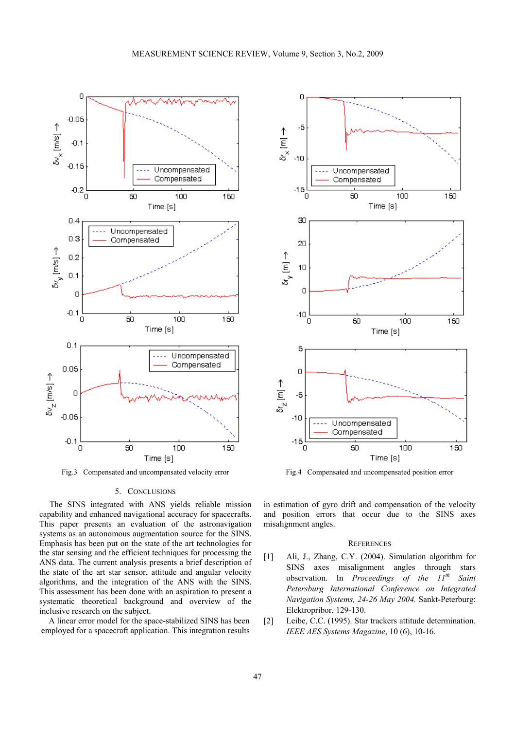Fig.3 Compensated and uncompensated velocity error

Fig.4 Compensated and uncompensated position error

## 5. Conclusions

The SINS integrated with ANS yields reliable mission capability and enhanced navigational accuracy for spacecrafts. This paper presents an evaluation of the astronavigation systems as an autonomous augmentation source for the SINS. Emphasis has been put on the state of the art technologies for the star sensing and the efficient techniques for processing the ANS data. The current analysis presents a brief description of the state of the art star sensor, attitude and angular velocity algorithms, and the integration of the ANS with the SINS. This assessment has been done with an aspiration to present a systematic theoretical background and overview of the inclusive research on the subject.

A linear error model for the space-stabilized SINS has been employed for a spacecraft application. This integration results in estimation of gyro drift and compensation of the velocity and position errors that occur due to the SINS axes misalignment angles.

## References

[1] Ali, J., Zhang, C.Y. (2004). Simulation algorithm for SINS axes misalignment angles through stars observation. In *Proceedings of the 11th Saint Petersburg International Conference on Integrated Navigation Systems, 24-26 May 2004.* Sankt-Peterburg: Elektropribor, 129-130.

[2] Leibe, C.C. (1995). Star trackers attitude determination. *IEEE AES Systems Magazine*, 10 (6), 10-16.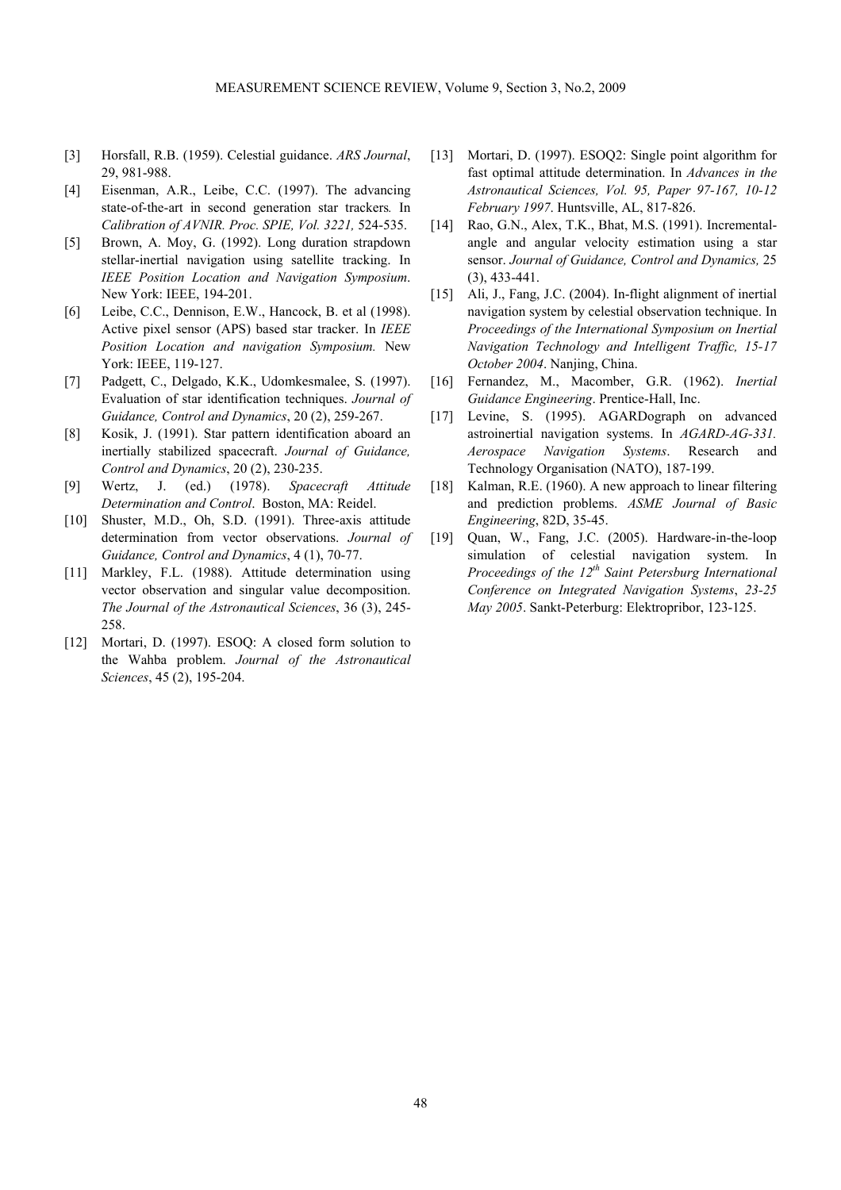[3] Horsfall, R.B. (1959). Celestial guidance. *ARS Journal*, 29, 981-988.

[4] Eisenman, A.R., Leibe, C.C. (1997). The advancing state-of-the-art in second generation star trackers*.* In *Calibration of AVNIR. Proc. SPIE, Vol. 3221,* 524-535.

[5] Brown, A. Moy, G. (1992). Long duration strapdown stellar-inertial navigation using satellite tracking. In *IEEE Position Location and Navigation Symposium*. New York: IEEE, 194-201.

[6] Leibe, C.C., Dennison, E.W., Hancock, B. et al (1998). Active pixel sensor (APS) based star tracker. In *IEEE Position Location and navigation Symposium.* New York: IEEE, 119-127.

[7] Padgett, C., Delgado, K.K., Udomkesmalee, S. (1997). Evaluation of star identification techniques. *Journal of Guidance, Control and Dynamics*, 20 (2), 259-267.

[8] Kosik, J. (1991). Star pattern identification aboard an inertially stabilized spacecraft. *Journal of Guidance, Control and Dynamics*, 20 (2), 230-235.

[9] Wertz, J. (ed.) (1978). *Spacecraft Attitude Determination and Control*. Boston, MA: Reidel.

[10] Shuster, M.D., Oh, S.D. (1991). Three-axis attitude determination from vector observations. *Journal of Guidance, Control and Dynamics*, 4 (1), 70-77.

[11] Markley, F.L. (1988). Attitude determination using vector observation and singular value decomposition. *The Journal of the Astronautical Sciences*, 36 (3), 245-258.

[12] Mortari, D. (1997). ESOQ: A closed form solution to the Wahba problem. *Journal of the Astronautical Sciences*, 45 (2), 195-204.

[13] Mortari, D. (1997). ESOQ2: Single point algorithm for fast optimal attitude determination. In *Advances in the Astronautical Sciences, Vol. 95, Paper 97-167, 10-12 February 1997*. Huntsville, AL, 817-826.

[14] Rao, G.N., Alex, T.K., Bhat, M.S. (1991). Incremental-angle and angular velocity estimation using a star sensor. *Journal of Guidance, Control and Dynamics,* 25 (3), 433-441.

[15] Ali, J., Fang, J.C. (2004). In-flight alignment of inertial navigation system by celestial observation technique. In *Proceedings of the International Symposium on Inertial Navigation Technology and Intelligent Traffic, 15-17 October 2004*. Nanjing, China.

[16] Fernandez, M., Macomber, G.R. (1962). *Inertial Guidance Engineering*. Prentice-Hall, Inc.

[17] Levine, S. (1995). AGARDograph on advanced astroinertial navigation systems. In *AGARD-AG-331. Aerospace Navigation Systems*. Research and Technology Organisation (NATO), 187-199.

[18] Kalman, R.E. (1960). A new approach to linear filtering and prediction problems. *ASME Journal of Basic Engineering*, 82D, 35-45.

[19] Quan, W., Fang, J.C. (2005). Hardware-in-the-loop simulation of celestial navigation system. In *Proceedings of the 12th Saint Petersburg International Conference on Integrated Navigation Systems*, *23-25 May 2005*. Sankt-Peterburg: Elektropribor, 123-125.